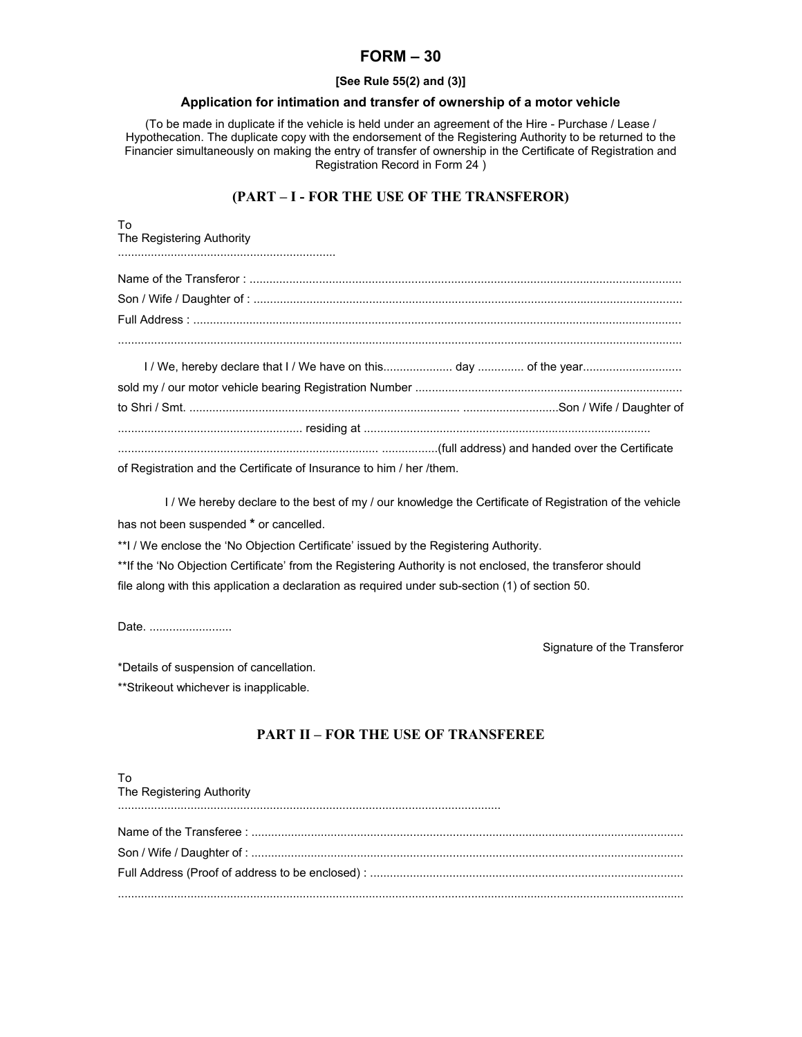# FORM – 30

**[See Rule 55(2) and (3)]**

**Application for intimation and transfer of ownership of a motor vehicle**

(To be made in duplicate if the vehicle is held under an agreement of the Hire - Purchase / Lease / Hypothecation. The duplicate copy with the endorsement of the Registering Authority to be returned to the Financier simultaneously on making the entry of transfer of ownership in the Certificate of Registration and Registration Record in Form 24 )

## (PART – I - FOR THE USE OF THE TRANSFEROR)

To
The Registering Authority
..................................................................

Name of the Transferor : ..................................................................................................................................

Son / Wife / Daughter of : ................................................................................................................................

Full Address : ..................................................................................................................................................

..........................................................................................................................................................................

I / We, hereby declare that I / We have on this..................... day ............. of the year............................. sold my / our motor vehicle bearing Registration Number ................................................................................ to Shri / Smt. ................................................................................. .............................Son / Wife / Daughter of ........................................................ residing at ...................................................................................... ................................................................................ .................(full address) and handed over the Certificate of Registration and the Certificate of Insurance to him / her /them.

I / We hereby declare to the best of my / our knowledge the Certificate of Registration of the vehicle has not been suspended * or cancelled.

**I / We enclose the 'No Objection Certificate' issued by the Registering Authority.

**If the 'No Objection Certificate' from the Registering Authority is not enclosed, the transferor should file along with this application a declaration as required under sub-section (1) of section 50.

Date. .........................

Signature of the Transferor

*Details of suspension of cancellation.

**Strikeout whichever is inapplicable.

## PART II – FOR THE USE OF TRANSFEREE

To
The Registering Authority
....................................................................................................................

Name of the Transferee : .................................................................................................................................

Son / Wife / Daughter of : ................................................................................................................................

Full Address (Proof of address to be enclosed) : .............................................................................................

..........................................................................................................................................................................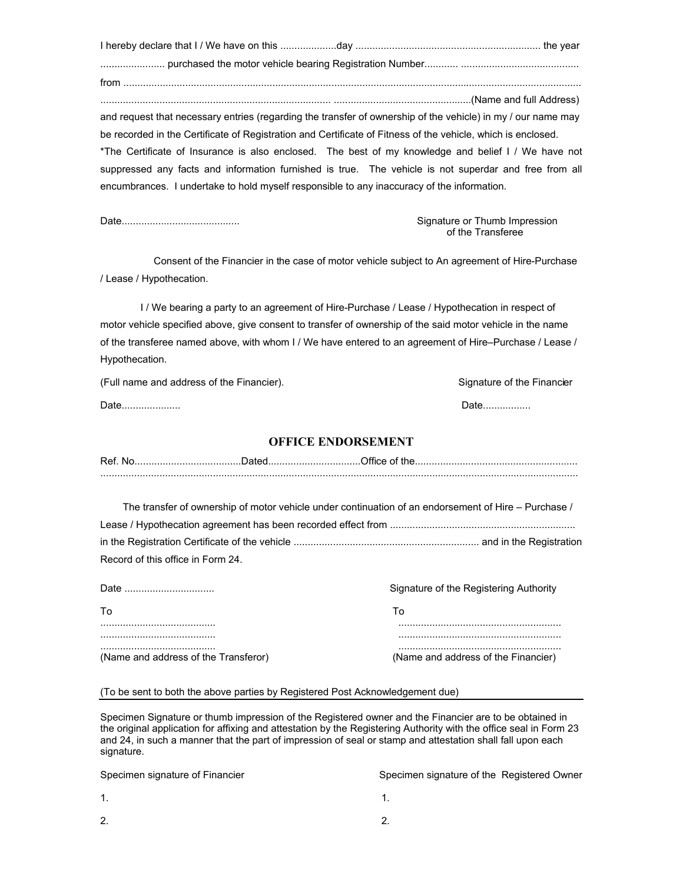I hereby declare that I / We have on this ....................day .................................................................. the year ....................... purchased the motor vehicle bearing Registration Number............ .......................................... from ....................................................................................................................................................... .................................................................................. ................................................(Name and full Address) and request that necessary entries (regarding the transfer of ownership of the vehicle) in my / our name may be recorded in the Certificate of Registration and Certificate of Fitness of the vehicle, which is enclosed. *The Certificate of Insurance is also enclosed. The best of my knowledge and belief I / We have not suppressed any facts and information furnished is true. The vehicle is not superdar and free from all encumbrances. I undertake to hold myself responsible to any inaccuracy of the information.

Date..........................................

Signature or Thumb Impression
of the Transferee

Consent of the Financier in the case of motor vehicle subject to An agreement of Hire-Purchase / Lease / Hypothecation.

I / We bearing a party to an agreement of Hire-Purchase / Lease / Hypothecation in respect of motor vehicle specified above, give consent to transfer of ownership of the said motor vehicle in the name of the transferee named above, with whom I / We have entered to an agreement of Hire–Purchase / Lease / Hypothecation.

(Full name and address of the Financier).

Date.....................

Signature of the Financier

Date.................

## OFFICE ENDORSEMENT

Ref. No......................................Dated.................................Office of the.......................................................... .......................................................................................................................................................................

The transfer of ownership of motor vehicle under continuation of an endorsement of Hire – Purchase / Lease / Hypothecation agreement has been recorded effect from ................................................................. in the Registration Certificate of the vehicle .................................................................. and in the Registration Record of this office in Form 24.

Date ................................

Signature of the Registering Authority

To
.........................................
.........................................
.........................................
(Name and address of the Transferor)

To
..........................................................
..........................................................
..........................................................
(Name and address of the Financier)

(To be sent to both the above parties by Registered Post Acknowledgement due)

---

Specimen Signature or thumb impression of the Registered owner and the Financier are to be obtained in the original application for affixing and attestation by the Registering Authority with the office seal in Form 23 and 24, in such a manner that the part of impression of seal or stamp and attestation shall fall upon each signature.

| Specimen signature of Financier | Specimen signature of the Registered Owner |
|---|---|
| 1. | 1. |
| 2. | 2. |